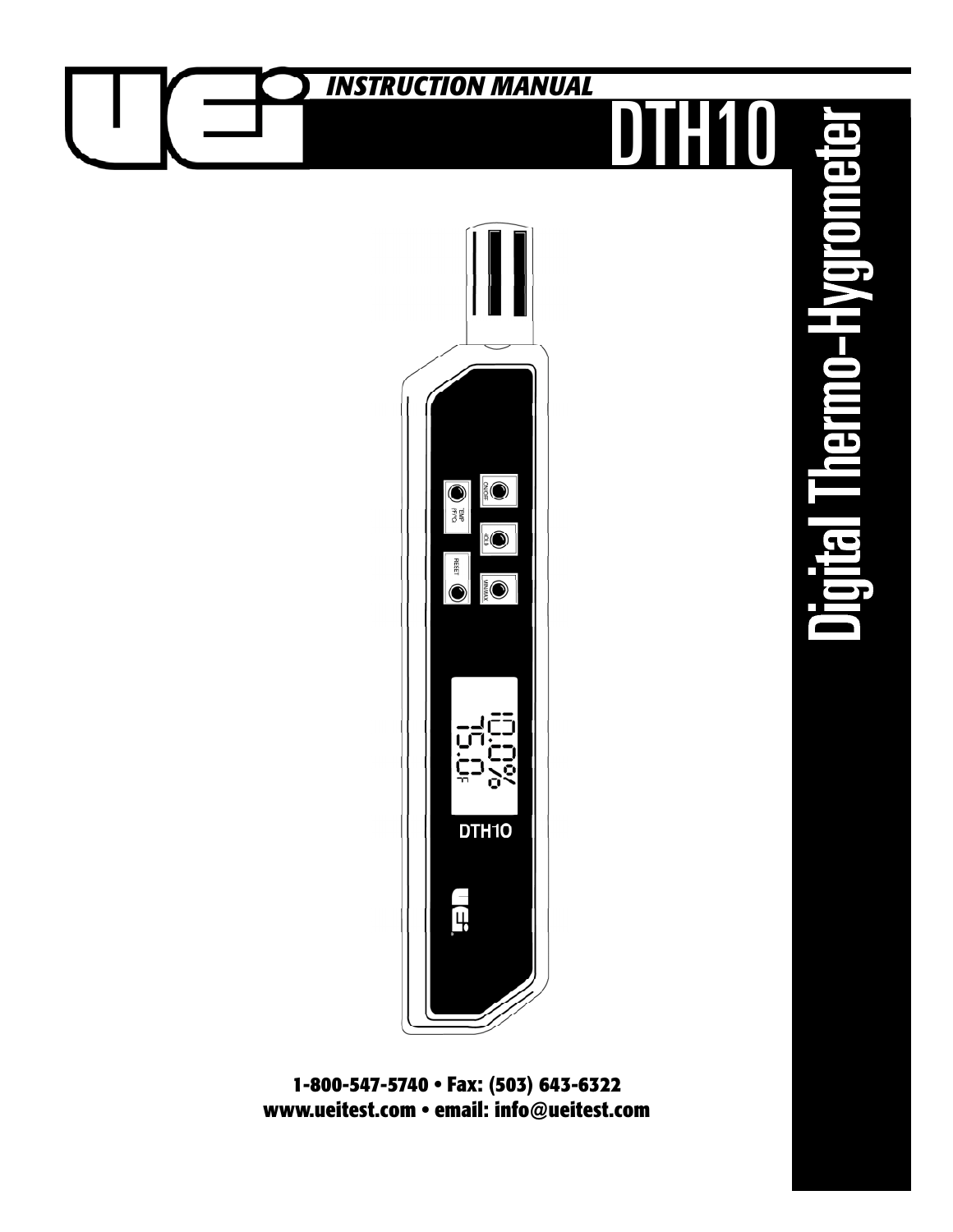# INSTRUCTION MANUAL

# DTH10

## Digital Thermo-Hygrometer

1-800-547-5740 • Fax: (503) 643-6322
www.ueitest.com • email: info@ueitest.com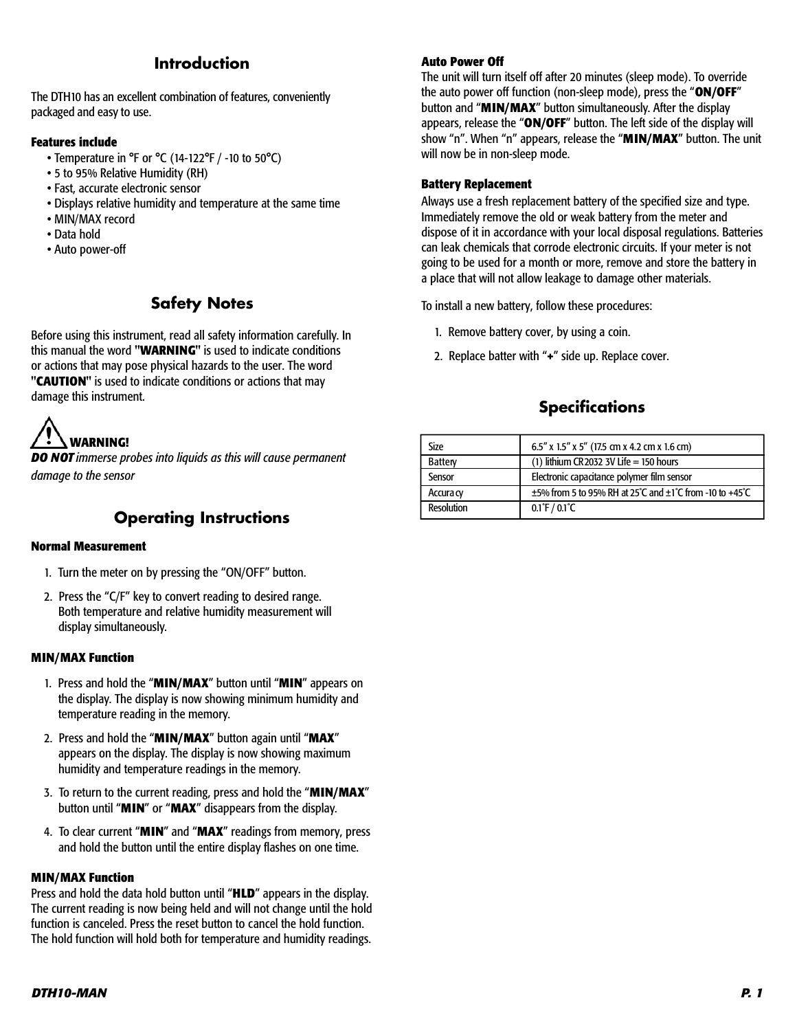## Introduction

The DTH10 has an excellent combination of features, conveniently packaged and easy to use.

### Features include

- Temperature in °F or °C (14-122°F / -10 to 50°C)
- 5 to 95% Relative Humidity (RH)
- Fast, accurate electronic sensor
- Displays relative humidity and temperature at the same time
- MIN/MAX record
- Data hold
- Auto power-off

## Safety Notes

Before using this instrument, read all safety information carefully. In this manual the word "**WARNING**" is used to indicate conditions or actions that may pose physical hazards to the user. The word "**CAUTION**" is used to indicate conditions or actions that may damage this instrument.

**WARNING!**

***DO NOT*** *immerse probes into liquids as this will cause permanent damage to the sensor*

## Operating Instructions

### Normal Measurement

1. Turn the meter on by pressing the "ON/OFF" button.
2. Press the "C/F" key to convert reading to desired range. Both temperature and relative humidity measurement will display simultaneously.

### MIN/MAX Function

1. Press and hold the "**MIN/MAX**" button until "**MIN**" appears on the display. The display is now showing minimum humidity and temperature reading in the memory.
2. Press and hold the "**MIN/MAX**" button again until "**MAX**" appears on the display. The display is now showing maximum humidity and temperature readings in the memory.
3. To return to the current reading, press and hold the "**MIN/MAX**" button until "**MIN**" or "**MAX**" disappears from the display.
4. To clear current "**MIN**" and "**MAX**" readings from memory, press and hold the button until the entire display flashes on one time.

### MIN/MAX Function

Press and hold the data hold button until "**HLD**" appears in the display. The current reading is now being held and will not change until the hold function is canceled. Press the reset button to cancel the hold function. The hold function will hold both for temperature and humidity readings.

### Auto Power Off

The unit will turn itself off after 20 minutes (sleep mode). To override the auto power off function (non-sleep mode), press the "**ON/OFF**" button and "**MIN/MAX**" button simultaneously. After the display appears, release the "**ON/OFF**" button. The left side of the display will show "n". When "n" appears, release the "**MIN/MAX**" button. The unit will now be in non-sleep mode.

### Battery Replacement

Always use a fresh replacement battery of the specified size and type. Immediately remove the old or weak battery from the meter and dispose of it in accordance with your local disposal regulations. Batteries can leak chemicals that corrode electronic circuits. If your meter is not going to be used for a month or more, remove and store the battery in a place that will not allow leakage to damage other materials.

To install a new battery, follow these procedures:

1. Remove battery cover, by using a coin.
2. Replace batter with "**+**" side up. Replace cover.

## Specifications

| | |
|---|---|
| Size | 6.5" x 1.5" x 5" (17.5 cm x 4.2 cm x 1.6 cm) |
| Battery | (1) lithium CR2032 3V Life = 150 hours |
| Sensor | Electronic capacitance polymer film sensor |
| Accuracy | ±5% from 5 to 95% RH at 25˚C and ±1˚C from -10 to +45˚C |
| Resolution | 0.1˚F / 0.1˚C |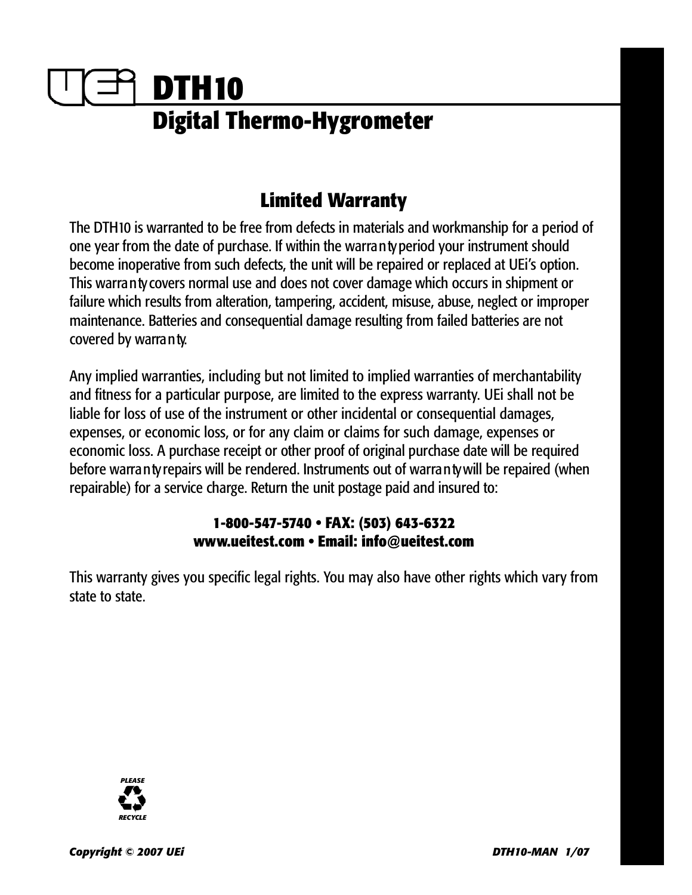# DTH10

## Digital Thermo-Hygrometer

### Limited Warranty

The DTH10 is warranted to be free from defects in materials and workmanship for a period of one year from the date of purchase. If within the warranty period your instrument should become inoperative from such defects, the unit will be repaired or replaced at UEi's option. This warranty covers normal use and does not cover damage which occurs in shipment or failure which results from alteration, tampering, accident, misuse, abuse, neglect or improper maintenance. Batteries and consequential damage resulting from failed batteries are not covered by warranty.

Any implied warranties, including but not limited to implied warranties of merchantability and fitness for a particular purpose, are limited to the express warranty. UEi shall not be liable for loss of use of the instrument or other incidental or consequential damages, expenses, or economic loss, or for any claim or claims for such damage, expenses or economic loss. A purchase receipt or other proof of original purchase date will be required before warranty repairs will be rendered. Instruments out of warranty will be repaired (when repairable) for a service charge. Return the unit postage paid and insured to:

**1-800-547-5740 • FAX: (503) 643-6322**
**www.ueitest.com • Email: info@ueitest.com**

This warranty gives you specific legal rights. You may also have other rights which vary from state to state.

PLEASE RECYCLE

*Copyright © 2007 UEi*

*DTH10-MAN 1/07*